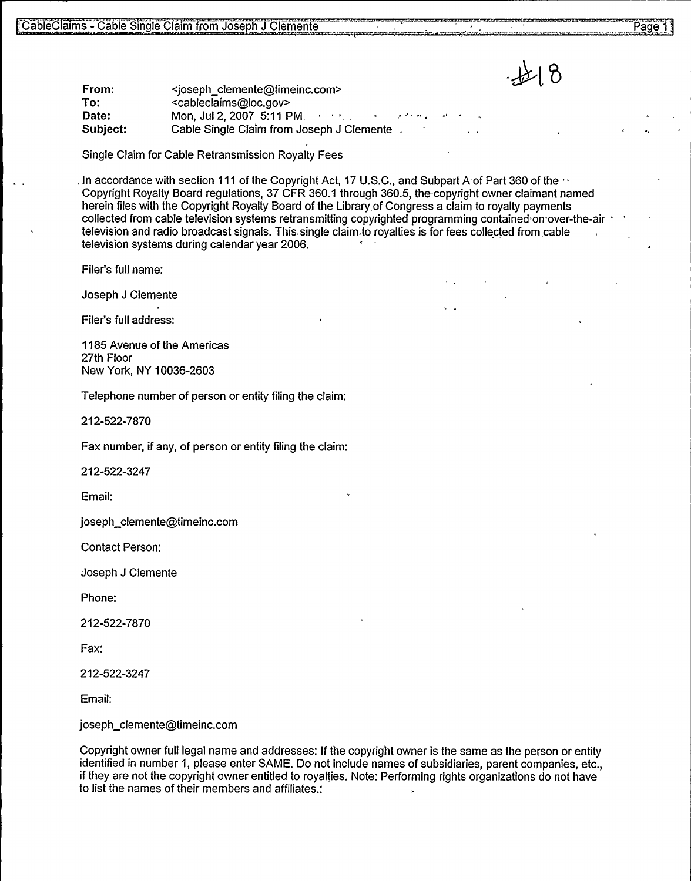#18

**From:** <joseph_clemente@timeinc.com>
**To:** <cableclaims@loc.gov>
**Date:** Mon, Jul 2, 2007 5:11 PM
**Subject:** Cable Single Claim from Joseph J Clemente

Single Claim for Cable Retransmission Royalty Fees

In accordance with section 111 of the Copyright Act, 17 U.S.C., and Subpart A of Part 360 of the Copyright Royalty Board regulations, 37 CFR 360.1 through 360.5, the copyright owner claimant named herein files with the Copyright Royalty Board of the Library of Congress a claim to royalty payments collected from cable television systems retransmitting copyrighted programming contained on over-the-air television and radio broadcast signals. This single claim to royalties is for fees collected from cable television systems during calendar year 2006.

Filer's full name:

Joseph J Clemente

Filer's full address:

1185 Avenue of the Americas
27th Floor
New York, NY 10036-2603

Telephone number of person or entity filing the claim:

212-522-7870

Fax number, if any, of person or entity filing the claim:

212-522-3247

Email:

joseph_clemente@timeinc.com

Contact Person:

Joseph J Clemente

Phone:

212-522-7870

Fax:

212-522-3247

Email:

joseph_clemente@timeinc.com

Copyright owner full legal name and addresses: If the copyright owner is the same as the person or entity identified in number 1, please enter SAME. Do not include names of subsidiaries, parent companies, etc., if they are not the copyright owner entitled to royalties. Note: Performing rights organizations do not have to list the names of their members and affiliates.: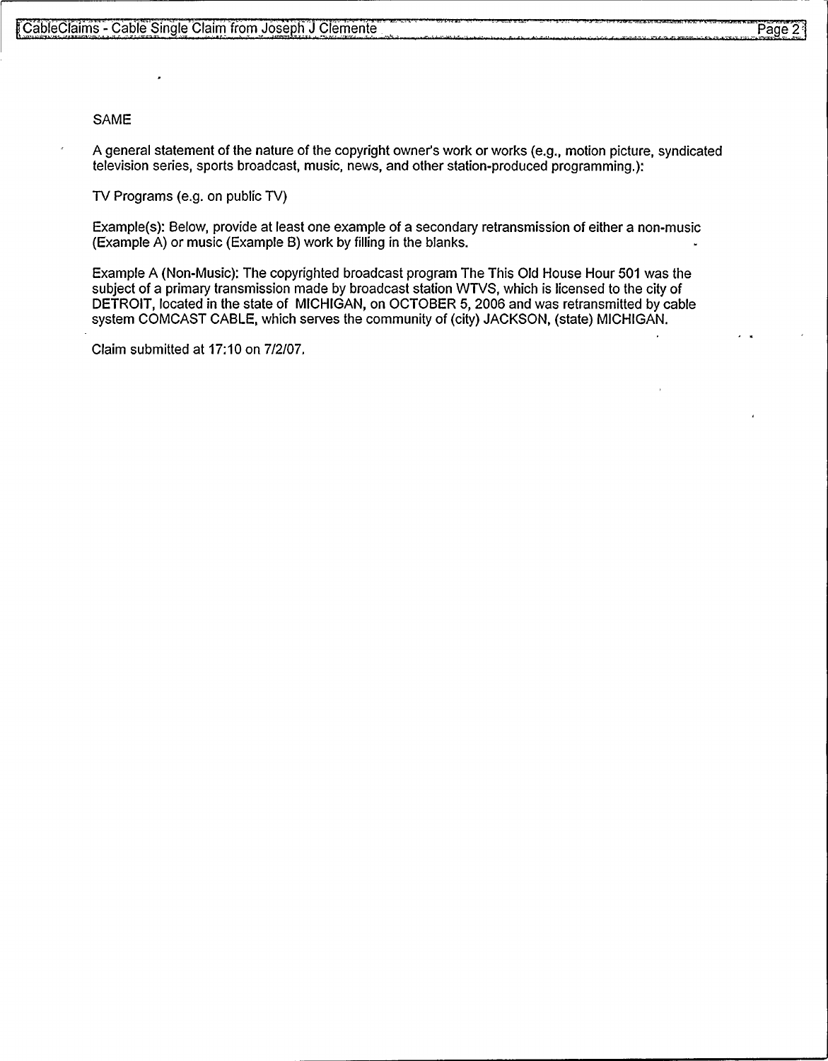SAME

A general statement of the nature of the copyright owner's work or works (e.g., motion picture, syndicated television series, sports broadcast, music, news, and other station-produced programming.):

TV Programs (e.g. on public TV)

Example(s): Below, provide at least one example of a secondary retransmission of either a non-music (Example A) or music (Example B) work by filling in the blanks.

Example A (Non-Music): The copyrighted broadcast program The This Old House Hour 501 was the subject of a primary transmission made by broadcast station WTVS, which is licensed to the city of DETROIT, located in the state of MICHIGAN, on OCTOBER 5, 2006 and was retransmitted by cable system COMCAST CABLE, which serves the community of (city) JACKSON, (state) MICHIGAN.

Claim submitted at 17:10 on 7/2/07.